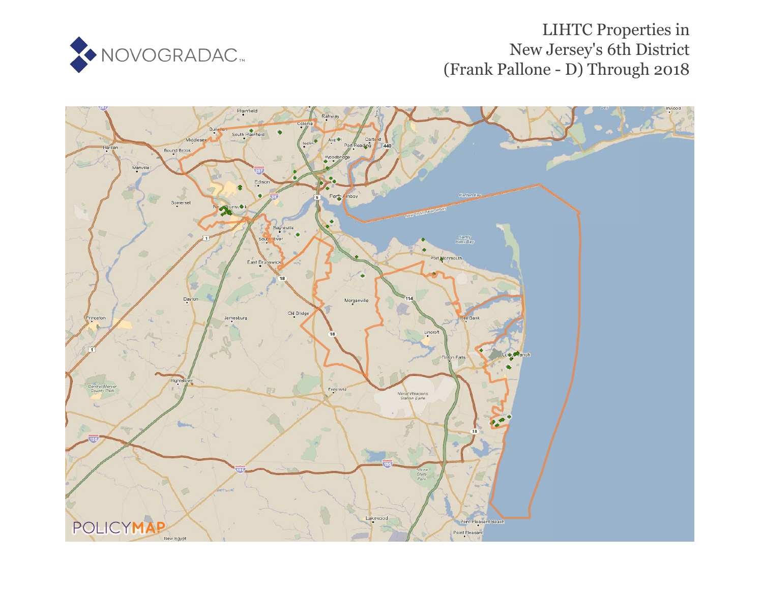# LIHTC Properties in New Jersey's 6th District (Frank Pallone - D) Through 2018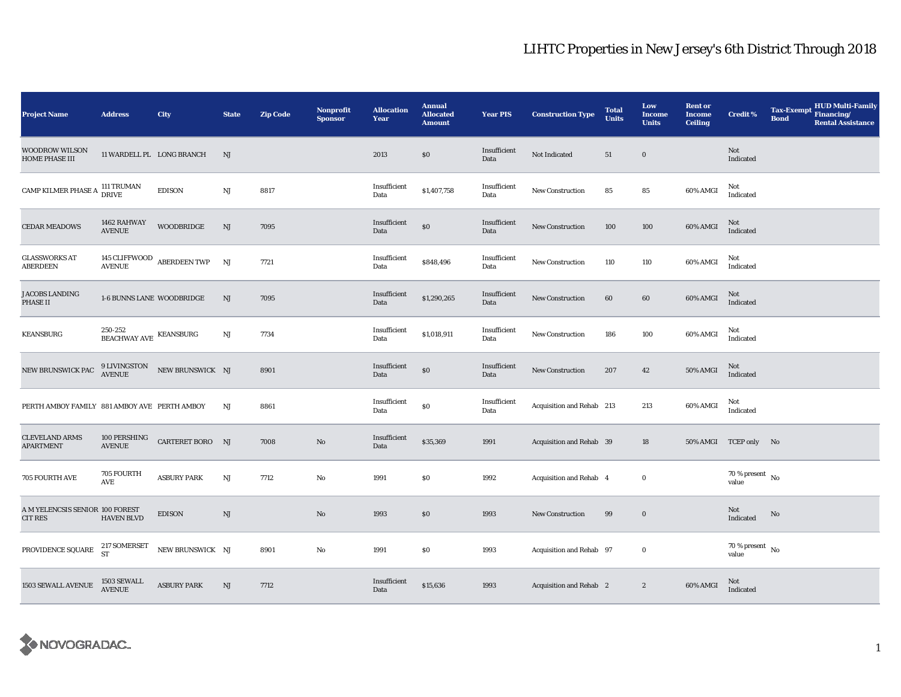# LIHTC Properties in New Jersey's 6th District Through 2018

| Project Name | Address | City | State | Zip Code | Nonprofit Sponsor | Allocation Year | Annual Allocated Amount | Year PIS | Construction Type | Total Units | Low Income Units | Rent or Income Ceiling | Credit % | Tax-Exempt Bond | HUD Multi-Family Financing/ Rental Assistance |
|---|---|---|---|---|---|---|---|---|---|---|---|---|---|---|---|
| WOODROW WILSON HOME PHASE III | 11 WARDELL PL | LONG BRANCH | NJ | | | 2013 | $0 | Insufficient Data | Not Indicated | 51 | 0 | | Not Indicated | | |
| CAMP KILMER PHASE A | 111 TRUMAN DRIVE | EDISON | NJ | 8817 | | Insufficient Data | $1,407,758 | Insufficient Data | New Construction | 85 | 85 | 60% AMGI | Not Indicated | | |
| CEDAR MEADOWS | 1462 RAHWAY AVENUE | WOODBRIDGE | NJ | 7095 | | Insufficient Data | $0 | Insufficient Data | New Construction | 100 | 100 | 60% AMGI | Not Indicated | | |
| GLASSWORKS AT ABERDEEN | 145 CLIFFWOOD AVENUE | ABERDEEN TWP | NJ | 7721 | | Insufficient Data | $848,496 | Insufficient Data | New Construction | 110 | 110 | 60% AMGI | Not Indicated | | |
| JACOBS LANDING PHASE II | 1-6 BUNNS LANE | WOODBRIDGE | NJ | 7095 | | Insufficient Data | $1,290,265 | Insufficient Data | New Construction | 60 | 60 | 60% AMGI | Not Indicated | | |
| KEANSBURG | 250-252 BEACHWAY AVE | KEANSBURG | NJ | 7734 | | Insufficient Data | $1,018,911 | Insufficient Data | New Construction | 186 | 100 | 60% AMGI | Not Indicated | | |
| NEW BRUNSWICK PAC | 9 LIVINGSTON AVENUE | NEW BRUNSWICK | NJ | 8901 | | Insufficient Data | $0 | Insufficient Data | New Construction | 207 | 42 | 50% AMGI | Not Indicated | | |
| PERTH AMBOY FAMILY | 881 AMBOY AVE | PERTH AMBOY | NJ | 8861 | | Insufficient Data | $0 | Insufficient Data | Acquisition and Rehab | 213 | 213 | 60% AMGI | Not Indicated | | |
| CLEVELAND ARMS APARTMENT | 100 PERSHING AVENUE | CARTERET BORO | NJ | 7008 | No | Insufficient Data | $35,369 | 1991 | Acquisition and Rehab | 39 | 18 | 50% AMGI | TCEP only | No | |
| 705 FOURTH AVE | 705 FOURTH AVE | ASBURY PARK | NJ | 7712 | No | 1991 | $0 | 1992 | Acquisition and Rehab | 4 | 0 | | 70 % present value | No | |
| A M YELENCSIS SENIOR CIT RES | 100 FOREST HAVEN BLVD | EDISON | NJ | | No | 1993 | $0 | 1993 | New Construction | 99 | 0 | | Not Indicated | No | |
| PROVIDENCE SQUARE | 217 SOMERSET ST | NEW BRUNSWICK | NJ | 8901 | No | 1991 | $0 | 1993 | Acquisition and Rehab | 97 | 0 | | 70 % present value | No | |
| 1503 SEWALL AVENUE | 1503 SEWALL AVENUE | ASBURY PARK | NJ | 7712 | | Insufficient Data | $15,636 | 1993 | Acquisition and Rehab | 2 | 2 | 60% AMGI | Not Indicated | | |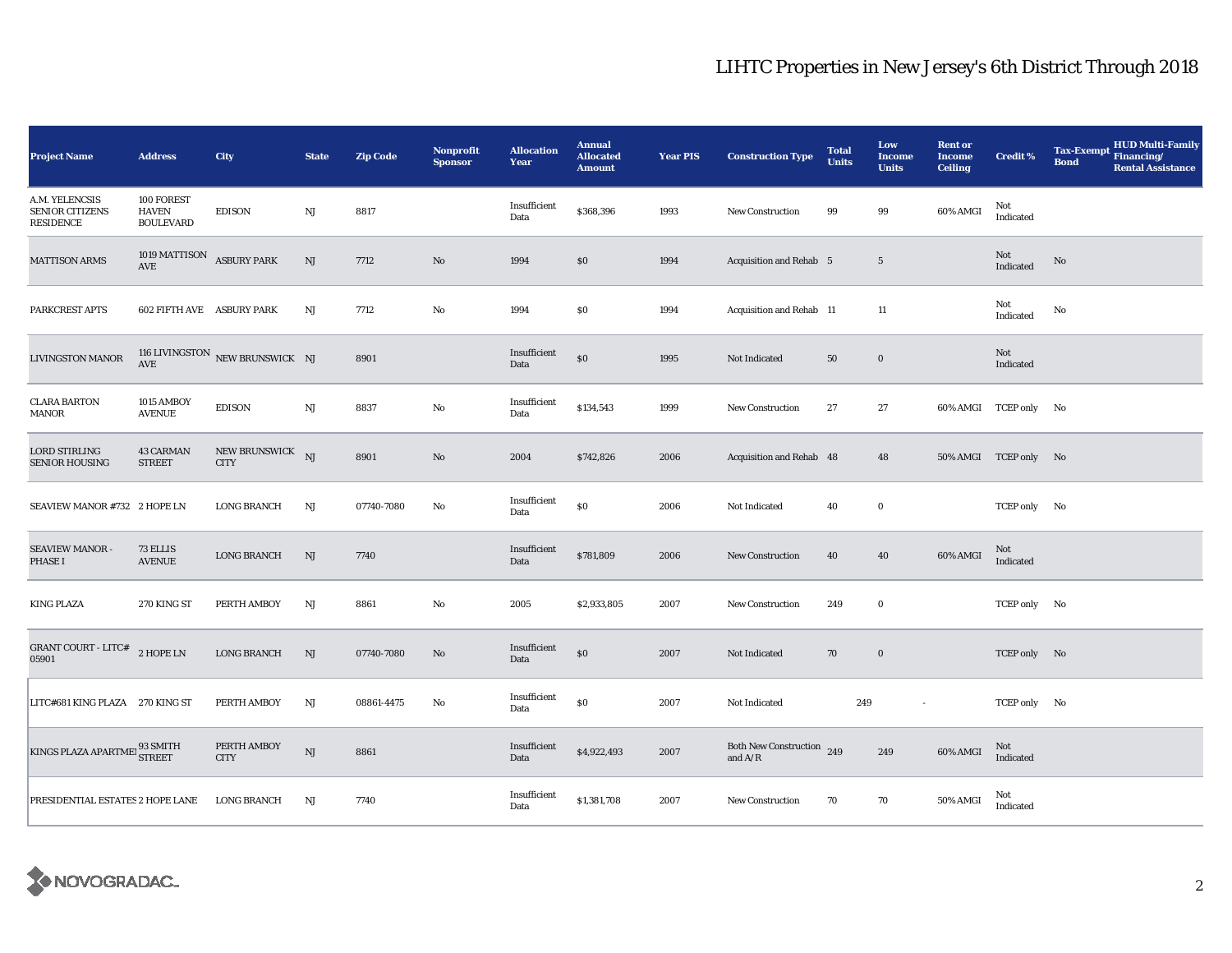# LIHTC Properties in New Jersey's 6th District Through 2018

| Project Name | Address | City | State | Zip Code | Nonprofit Sponsor | Allocation Year | Annual Allocated Amount | Year PIS | Construction Type | Total Units | Low Income Units | Rent or Income Ceiling | Credit % | Tax-Exempt Bond | HUD Multi-Family Financing/ Rental Assistance |
|---|---|---|---|---|---|---|---|---|---|---|---|---|---|---|---|
| A.M. YELENCSIS SENIOR CITIZENS RESIDENCE | 100 FOREST HAVEN BOULEVARD | EDISON | NJ | 8817 | | Insufficient Data | $368,396 | 1993 | New Construction | 99 | 99 | 60% AMGI | Not Indicated | | |
| MATTISON ARMS | 1019 MATTISON AVE | ASBURY PARK | NJ | 7712 | No | 1994 | $0 | 1994 | Acquisition and Rehab | 5 | 5 | | Not Indicated | No | |
| PARKCREST APTS | 602 FIFTH AVE | ASBURY PARK | NJ | 7712 | No | 1994 | $0 | 1994 | Acquisition and Rehab | 11 | 11 | | Not Indicated | No | |
| LIVINGSTON MANOR | 116 LIVINGSTON AVE | NEW BRUNSWICK | NJ | 8901 | | Insufficient Data | $0 | 1995 | Not Indicated | 50 | 0 | | Not Indicated | | |
| CLARA BARTON MANOR | 1015 AMBOY AVENUE | EDISON | NJ | 8837 | No | Insufficient Data | $134,543 | 1999 | New Construction | 27 | 27 | 60% AMGI | TCEP only | No | |
| LORD STIRLING SENIOR HOUSING | 43 CARMAN STREET | NEW BRUNSWICK CITY | NJ | 8901 | No | 2004 | $742,826 | 2006 | Acquisition and Rehab | 48 | 48 | 50% AMGI | TCEP only | No | |
| SEAVIEW MANOR #732 | 2 HOPE LN | LONG BRANCH | NJ | 07740-7080 | No | Insufficient Data | $0 | 2006 | Not Indicated | 40 | 0 | | TCEP only | No | |
| SEAVIEW MANOR - PHASE I | 73 ELLIS AVENUE | LONG BRANCH | NJ | 7740 | | Insufficient Data | $781,809 | 2006 | New Construction | 40 | 40 | 60% AMGI | Not Indicated | | |
| KING PLAZA | 270 KING ST | PERTH AMBOY | NJ | 8861 | No | 2005 | $2,933,805 | 2007 | New Construction | 249 | 0 | | TCEP only | No | |
| GRANT COURT - LITC# 05901 | 2 HOPE LN | LONG BRANCH | NJ | 07740-7080 | No | Insufficient Data | $0 | 2007 | Not Indicated | 70 | 0 | | TCEP only | No | |
| LITC#681 KING PLAZA | 270 KING ST | PERTH AMBOY | NJ | 08861-4475 | No | Insufficient Data | $0 | 2007 | Not Indicated | 249 | - | | TCEP only | No | |
| KINGS PLAZA APARTMEI | 93 SMITH STREET | PERTH AMBOY CITY | NJ | 8861 | | Insufficient Data | $4,922,493 | 2007 | Both New Construction and A/R | 249 | 249 | 60% AMGI | Not Indicated | | |
| PRESIDENTIAL ESTATES | 2 HOPE LANE | LONG BRANCH | NJ | 7740 | | Insufficient Data | $1,381,708 | 2007 | New Construction | 70 | 70 | 50% AMGI | Not Indicated | | |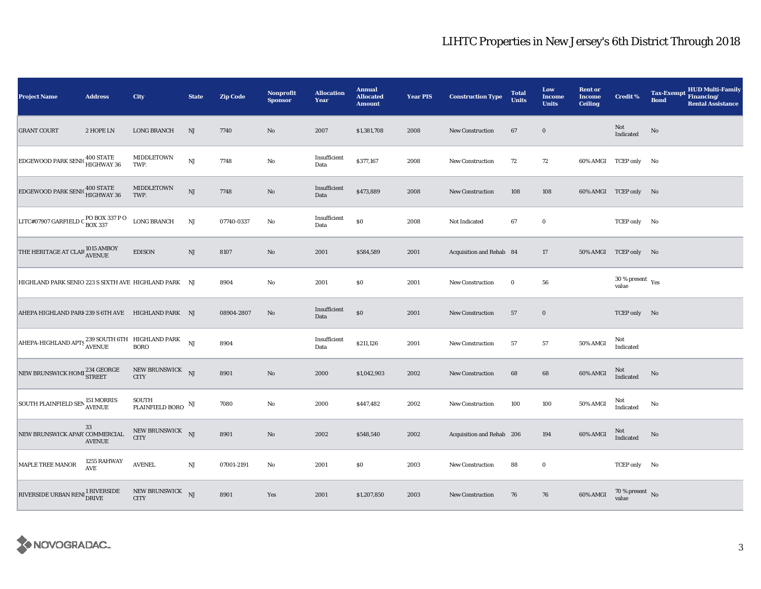# LIHTC Properties in New Jersey's 6th District Through 2018

| Project Name | Address | City | State | Zip Code | Nonprofit Sponsor | Allocation Year | Annual Allocated Amount | Year PIS | Construction Type | Total Units | Low Income Units | Rent or Income Ceiling | Credit % | Tax-Exempt Bond | HUD Multi-Family Financing/ Rental Assistance |
|---|---|---|---|---|---|---|---|---|---|---|---|---|---|---|---|
| GRANT COURT | 2 HOPE LN | LONG BRANCH | NJ | 7740 | No | 2007 | $1,381,708 | 2008 | New Construction | 67 | 0 | | Not Indicated | No | |
| EDGEWOOD PARK SENI( | 400 STATE HIGHWAY 36 | MIDDLETOWN TWP. | NJ | 7748 | No | Insufficient Data | $377,167 | 2008 | New Construction | 72 | 72 | 60% AMGI | TCEP only | No | |
| EDGEWOOD PARK SENI( | 400 STATE HIGHWAY 36 | MIDDLETOWN TWP. | NJ | 7748 | No | Insufficient Data | $473,889 | 2008 | New Construction | 108 | 108 | 60% AMGI | TCEP only | No | |
| LITC#07907 GARFIELD C | PO BOX 337 P O BOX 337 | LONG BRANCH | NJ | 07740-0337 | No | Insufficient Data | $0 | 2008 | Not Indicated | 67 | 0 | | TCEP only | No | |
| THE HERITAGE AT CLAR | 1015 AMBOY AVENUE | EDISON | NJ | 8107 | No | 2001 | $584,589 | 2001 | Acquisition and Rehab | 84 | 17 | 50% AMGI | TCEP only | No | |
| HIGHLAND PARK SENIO | 223 S SIXTH AVE | HIGHLAND PARK | NJ | 8904 | No | 2001 | $0 | 2001 | New Construction | 0 | 56 | | 30 % present value | Yes | |
| AHEPA HIGHLAND PARK | 239 S 6TH AVE | HIGHLAND PARK | NJ | 08904-2807 | No | Insufficient Data | $0 | 2001 | New Construction | 57 | 0 | | TCEP only | No | |
| AHEPA-HIGHLAND APTS | 239 SOUTH 6TH AVENUE | HIGHLAND PARK BORO | NJ | 8904 | | Insufficient Data | $211,126 | 2001 | New Construction | 57 | 57 | 50% AMGI | Not Indicated | | |
| NEW BRUNSWICK HOMI | 234 GEORGE STREET | NEW BRUNSWICK CITY | NJ | 8901 | No | 2000 | $1,042,903 | 2002 | New Construction | 68 | 68 | 60% AMGI | Not Indicated | No | |
| SOUTH PLAINFIELD SEN | 151 MORRIS AVENUE | SOUTH PLAINFIELD BORO | NJ | 7080 | No | 2000 | $447,482 | 2002 | New Construction | 100 | 100 | 50% AMGI | Not Indicated | No | |
| NEW BRUNSWICK APAR' | 33 COMMERCIAL AVENUE | NEW BRUNSWICK CITY | NJ | 8901 | No | 2002 | $548,540 | 2002 | Acquisition and Rehab | 206 | 194 | 60% AMGI | Not Indicated | No | |
| MAPLE TREE MANOR | 1255 RAHWAY AVE | AVENEL | NJ | 07001-2191 | No | 2001 | $0 | 2003 | New Construction | 88 | 0 | | TCEP only | No | |
| RIVERSIDE URBAN RENI | 1 RIVERSIDE DRIVE | NEW BRUNSWICK CITY | NJ | 8901 | Yes | 2001 | $1,207,850 | 2003 | New Construction | 76 | 76 | 60% AMGI | 70 % present value | No | |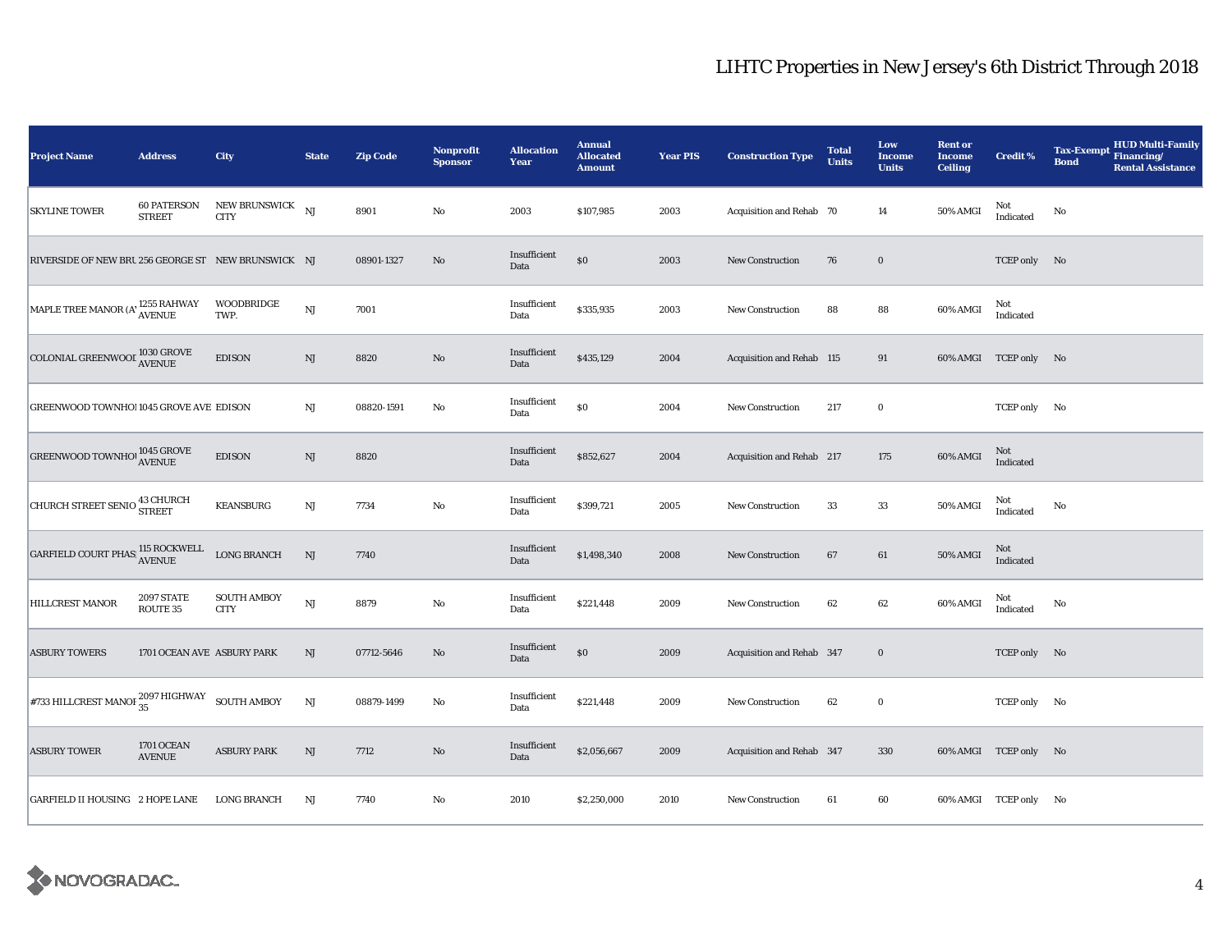# LIHTC Properties in New Jersey's 6th District Through 2018

| Project Name | Address | City | State | Zip Code | Nonprofit Sponsor | Allocation Year | Annual Allocated Amount | Year PIS | Construction Type | Total Units | Low Income Units | Rent or Income Ceiling | Credit % | Tax-Exempt Bond | HUD Multi-Family Financing/ Rental Assistance |
|---|---|---|---|---|---|---|---|---|---|---|---|---|---|---|---|
| SKYLINE TOWER | 60 PATERSON STREET | NEW BRUNSWICK CITY | NJ | 8901 | No | 2003 | $107,985 | 2003 | Acquisition and Rehab | 70 | 14 | 50% AMGI | Not Indicated | No | |
| RIVERSIDE OF NEW BRU | 256 GEORGE ST | NEW BRUNSWICK | NJ | 08901-1327 | No | Insufficient Data | $0 | 2003 | New Construction | 76 | 0 | | TCEP only | No | |
| MAPLE TREE MANOR (A' | 1255 RAHWAY AVENUE | WOODBRIDGE TWP. | NJ | 7001 | | Insufficient Data | $335,935 | 2003 | New Construction | 88 | 88 | 60% AMGI | Not Indicated | | |
| COLONIAL GREENWOOI | 1030 GROVE AVENUE | EDISON | NJ | 8820 | No | Insufficient Data | $435,129 | 2004 | Acquisition and Rehab | 115 | 91 | 60% AMGI | TCEP only | No | |
| GREENWOOD TOWNHOI | 1045 GROVE AVE | EDISON | NJ | 08820-1591 | No | Insufficient Data | $0 | 2004 | New Construction | 217 | 0 | | TCEP only | No | |
| GREENWOOD TOWNHOI | 1045 GROVE AVENUE | EDISON | NJ | 8820 | | Insufficient Data | $852,627 | 2004 | Acquisition and Rehab | 217 | 175 | 60% AMGI | Not Indicated | | |
| CHURCH STREET SENIO | 43 CHURCH STREET | KEANSBURG | NJ | 7734 | No | Insufficient Data | $399,721 | 2005 | New Construction | 33 | 33 | 50% AMGI | Not Indicated | No | |
| GARFIELD COURT PHAS | 115 ROCKWELL AVENUE | LONG BRANCH | NJ | 7740 | | Insufficient Data | $1,498,340 | 2008 | New Construction | 67 | 61 | 50% AMGI | Not Indicated | | |
| HILLCREST MANOR | 2097 STATE ROUTE 35 | SOUTH AMBOY CITY | NJ | 8879 | No | Insufficient Data | $221,448 | 2009 | New Construction | 62 | 62 | 60% AMGI | Not Indicated | No | |
| ASBURY TOWERS | 1701 OCEAN AVE | ASBURY PARK | NJ | 07712-5646 | No | Insufficient Data | $0 | 2009 | Acquisition and Rehab | 347 | 0 | | TCEP only | No | |
| #733 HILLCREST MANOI | 2097 HIGHWAY 35 | SOUTH AMBOY | NJ | 08879-1499 | No | Insufficient Data | $221,448 | 2009 | New Construction | 62 | 0 | | TCEP only | No | |
| ASBURY TOWER | 1701 OCEAN AVENUE | ASBURY PARK | NJ | 7712 | No | Insufficient Data | $2,056,667 | 2009 | Acquisition and Rehab | 347 | 330 | 60% AMGI | TCEP only | No | |
| GARFIELD II HOUSING | 2 HOPE LANE | LONG BRANCH | NJ | 7740 | No | 2010 | $2,250,000 | 2010 | New Construction | 61 | 60 | 60% AMGI | TCEP only | No | |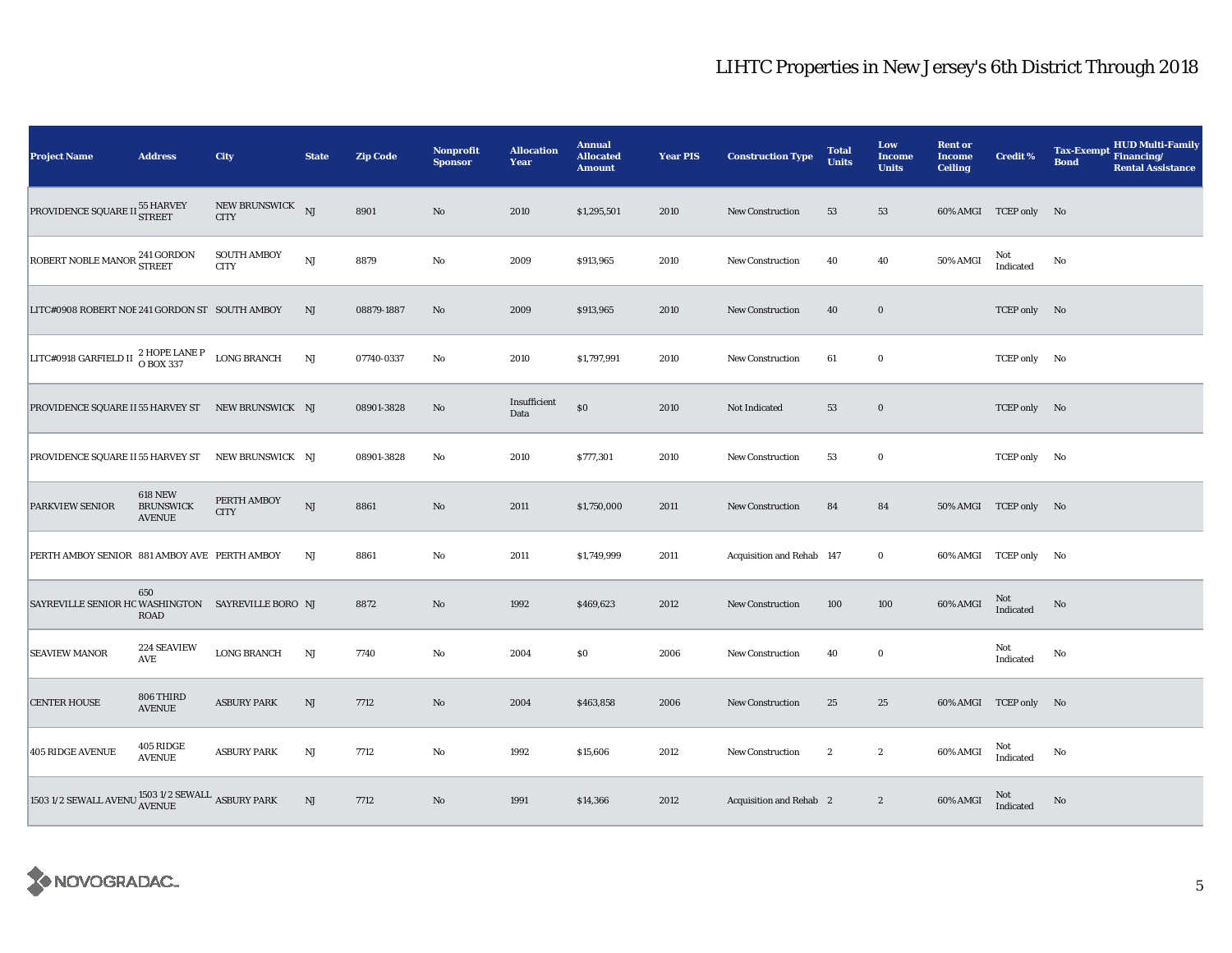# LIHTC Properties in New Jersey's 6th District Through 2018

| Project Name | Address | City | State | Zip Code | Nonprofit Sponsor | Allocation Year | Annual Allocated Amount | Year PIS | Construction Type | Total Units | Low Income Units | Rent or Income Ceiling | Credit % | Tax-Exempt Bond | HUD Multi-Family Financing/ Rental Assistance |
|---|---|---|---|---|---|---|---|---|---|---|---|---|---|---|---|
| PROVIDENCE SQUARE II | 55 HARVEY STREET | NEW BRUNSWICK CITY | NJ | 8901 | No | 2010 | $1,295,501 | 2010 | New Construction | 53 | 53 | 60% AMGI | TCEP only | No | |
| ROBERT NOBLE MANOR | 241 GORDON STREET | SOUTH AMBOY CITY | NJ | 8879 | No | 2009 | $913,965 | 2010 | New Construction | 40 | 40 | 50% AMGI | Not Indicated | No | |
| LITC#0908 ROBERT NOE | 241 GORDON ST | SOUTH AMBOY | NJ | 08879-1887 | No | 2009 | $913,965 | 2010 | New Construction | 40 | 0 | | TCEP only | No | |
| LITC#0918 GARFIELD II | 2 HOPE LANE P O BOX 337 | LONG BRANCH | NJ | 07740-0337 | No | 2010 | $1,797,991 | 2010 | New Construction | 61 | 0 | | TCEP only | No | |
| PROVIDENCE SQUARE II | 55 HARVEY ST | NEW BRUNSWICK | NJ | 08901-3828 | No | Insufficient Data | $0 | 2010 | Not Indicated | 53 | 0 | | TCEP only | No | |
| PROVIDENCE SQUARE II | 55 HARVEY ST | NEW BRUNSWICK | NJ | 08901-3828 | No | 2010 | $777,301 | 2010 | New Construction | 53 | 0 | | TCEP only | No | |
| PARKVIEW SENIOR | 618 NEW BRUNSWICK AVENUE | PERTH AMBOY CITY | NJ | 8861 | No | 2011 | $1,750,000 | 2011 | New Construction | 84 | 84 | 50% AMGI | TCEP only | No | |
| PERTH AMBOY SENIOR | 881 AMBOY AVE | PERTH AMBOY | NJ | 8861 | No | 2011 | $1,749,999 | 2011 | Acquisition and Rehab | 147 | 0 | 60% AMGI | TCEP only | No | |
| SAYREVILLE SENIOR HC | 650 WASHINGTON ROAD | SAYREVILLE BORO | NJ | 8872 | No | 1992 | $469,623 | 2012 | New Construction | 100 | 100 | 60% AMGI | Not Indicated | No | |
| SEAVIEW MANOR | 224 SEAVIEW AVE | LONG BRANCH | NJ | 7740 | No | 2004 | $0 | 2006 | New Construction | 40 | 0 | | Not Indicated | No | |
| CENTER HOUSE | 806 THIRD AVENUE | ASBURY PARK | NJ | 7712 | No | 2004 | $463,858 | 2006 | New Construction | 25 | 25 | 60% AMGI | TCEP only | No | |
| 405 RIDGE AVENUE | 405 RIDGE AVENUE | ASBURY PARK | NJ | 7712 | No | 1992 | $15,606 | 2012 | New Construction | 2 | 2 | 60% AMGI | Not Indicated | No | |
| 1503 1/2 SEWALL AVENU | 1503 1/2 SEWALL AVENUE | ASBURY PARK | NJ | 7712 | No | 1991 | $14,366 | 2012 | Acquisition and Rehab | 2 | 2 | 60% AMGI | Not Indicated | No | |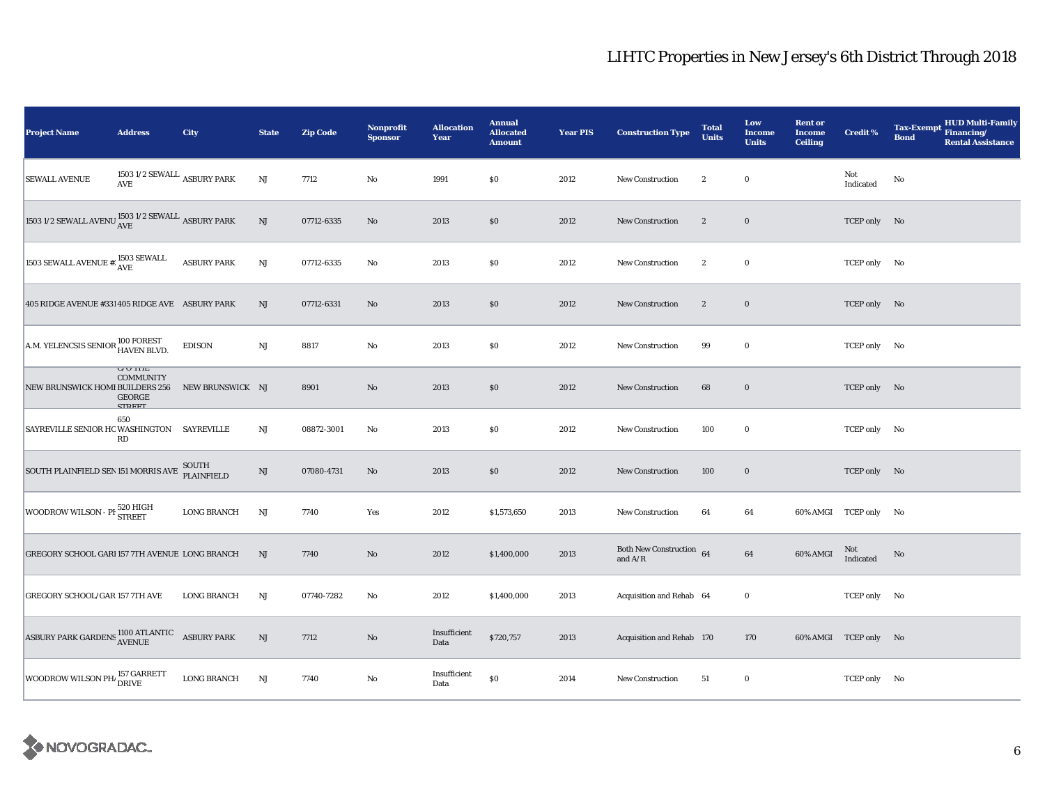# LIHTC Properties in New Jersey's 6th District Through 2018

| Project Name | Address | City | State | Zip Code | Nonprofit Sponsor | Allocation Year | Annual Allocated Amount | Year PIS | Construction Type | Total Units | Low Income Units | Rent or Income Ceiling | Credit % | Tax-Exempt Bond | HUD Multi-Family Financing/ Rental Assistance |
|---|---|---|---|---|---|---|---|---|---|---|---|---|---|---|---|
| SEWALL AVENUE | 1503 1/2 SEWALL AVE | ASBURY PARK | NJ | 7712 | No | 1991 | $0 | 2012 | New Construction | 2 | 0 | | Not Indicated | No | |
| 1503 1/2 SEWALL AVENU | 1503 1/2 SEWALL AVE | ASBURY PARK | NJ | 07712-6335 | No | 2013 | $0 | 2012 | New Construction | 2 | 0 | | TCEP only | No | |
| 1503 SEWALL AVENUE # | 1503 SEWALL AVE | ASBURY PARK | NJ | 07712-6335 | No | 2013 | $0 | 2012 | New Construction | 2 | 0 | | TCEP only | No | |
| 405 RIDGE AVENUE #331 | 405 RIDGE AVE | ASBURY PARK | NJ | 07712-6331 | No | 2013 | $0 | 2012 | New Construction | 2 | 0 | | TCEP only | No | |
| A.M. YELENCSIS SENIOR | 100 FOREST HAVEN BLVD. | EDISON | NJ | 8817 | No | 2013 | $0 | 2012 | New Construction | 99 | 0 | | TCEP only | No | |
| NEW BRUNSWICK HOMI | C/O THE COMMUNITY BUILDERS 256 GEORGE STREET | NEW BRUNSWICK | NJ | 8901 | No | 2013 | $0 | 2012 | New Construction | 68 | 0 | | TCEP only | No | |
| SAYREVILLE SENIOR HC | 650 WASHINGTON RD | SAYREVILLE | NJ | 08872-3001 | No | 2013 | $0 | 2012 | New Construction | 100 | 0 | | TCEP only | No | |
| SOUTH PLAINFIELD SEN | 151 MORRIS AVE | SOUTH PLAINFIELD | NJ | 07080-4731 | No | 2013 | $0 | 2012 | New Construction | 100 | 0 | | TCEP only | No | |
| WOODROW WILSON - PI | 520 HIGH STREET | LONG BRANCH | NJ | 7740 | Yes | 2012 | $1,573,650 | 2013 | New Construction | 64 | 64 | 60% AMGI | TCEP only | No | |
| GREGORY SCHOOL GARI | 157 7TH AVENUE | LONG BRANCH | NJ | 7740 | No | 2012 | $1,400,000 | 2013 | Both New Construction and A/R | 64 | 64 | 60% AMGI | Not Indicated | No | |
| GREGORY SCHOOL/GAR | 157 7TH AVE | LONG BRANCH | NJ | 07740-7282 | No | 2012 | $1,400,000 | 2013 | Acquisition and Rehab | 64 | 0 | | TCEP only | No | |
| ASBURY PARK GARDENS | 1100 ATLANTIC AVENUE | ASBURY PARK | NJ | 7712 | No | Insufficient Data | $720,757 | 2013 | Acquisition and Rehab | 170 | 170 | 60% AMGI | TCEP only | No | |
| WOODROW WILSON PH/ | 157 GARRETT DRIVE | LONG BRANCH | NJ | 7740 | No | Insufficient Data | $0 | 2014 | New Construction | 51 | 0 | | TCEP only | No | |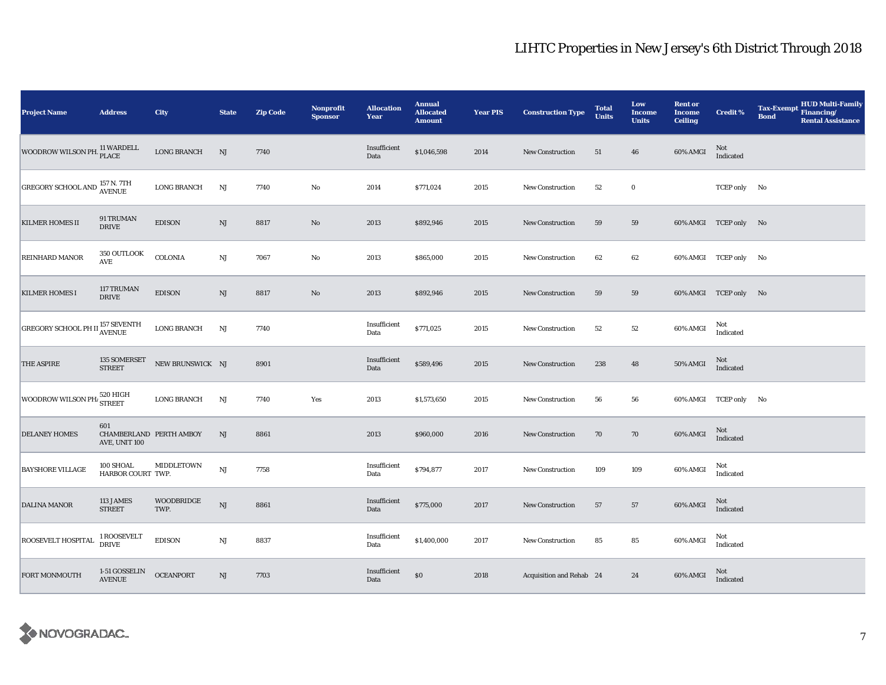# LIHTC Properties in New Jersey's 6th District Through 2018

| Project Name | Address | City | State | Zip Code | Nonprofit Sponsor | Allocation Year | Annual Allocated Amount | Year PIS | Construction Type | Total Units | Low Income Units | Rent or Income Ceiling | Credit % | Tax-Exempt Bond | HUD Multi-Family Financing/ Rental Assistance |
|---|---|---|---|---|---|---|---|---|---|---|---|---|---|---|---|
| WOODROW WILSON PH. | 11 WARDELL PLACE | LONG BRANCH | NJ | 7740 | | Insufficient Data | $1,046,598 | 2014 | New Construction | 51 | 46 | 60% AMGI | Not Indicated | | |
| GREGORY SCHOOL AND | 157 N. 7TH AVENUE | LONG BRANCH | NJ | 7740 | No | 2014 | $771,024 | 2015 | New Construction | 52 | 0 | | TCEP only | No | |
| KILMER HOMES II | 91 TRUMAN DRIVE | EDISON | NJ | 8817 | No | 2013 | $892,946 | 2015 | New Construction | 59 | 59 | 60% AMGI | TCEP only | No | |
| REINHARD MANOR | 350 OUTLOOK AVE | COLONIA | NJ | 7067 | No | 2013 | $865,000 | 2015 | New Construction | 62 | 62 | 60% AMGI | TCEP only | No | |
| KILMER HOMES I | 117 TRUMAN DRIVE | EDISON | NJ | 8817 | No | 2013 | $892,946 | 2015 | New Construction | 59 | 59 | 60% AMGI | TCEP only | No | |
| GREGORY SCHOOL PH II | 157 SEVENTH AVENUE | LONG BRANCH | NJ | 7740 | | Insufficient Data | $771,025 | 2015 | New Construction | 52 | 52 | 60% AMGI | Not Indicated | | |
| THE ASPIRE | 135 SOMERSET STREET | NEW BRUNSWICK | NJ | 8901 | | Insufficient Data | $589,496 | 2015 | New Construction | 238 | 48 | 50% AMGI | Not Indicated | | |
| WOODROW WILSON PHA | 520 HIGH STREET | LONG BRANCH | NJ | 7740 | Yes | 2013 | $1,573,650 | 2015 | New Construction | 56 | 56 | 60% AMGI | TCEP only | No | |
| DELANEY HOMES | 601 CHAMBERLAND AVE, UNIT 100 | PERTH AMBOY | NJ | 8861 | | 2013 | $960,000 | 2016 | New Construction | 70 | 70 | 60% AMGI | Not Indicated | | |
| BAYSHORE VILLAGE | 100 SHOAL HARBOR COURT | MIDDLETOWN TWP. | NJ | 7758 | | Insufficient Data | $794,877 | 2017 | New Construction | 109 | 109 | 60% AMGI | Not Indicated | | |
| DALINA MANOR | 113 JAMES STREET | WOODBRIDGE TWP. | NJ | 8861 | | Insufficient Data | $775,000 | 2017 | New Construction | 57 | 57 | 60% AMGI | Not Indicated | | |
| ROOSEVELT HOSPITAL | 1 ROOSEVELT DRIVE | EDISON | NJ | 8837 | | Insufficient Data | $1,400,000 | 2017 | New Construction | 85 | 85 | 60% AMGI | Not Indicated | | |
| FORT MONMOUTH | 1-51 GOSSELIN AVENUE | OCEANPORT | NJ | 7703 | | Insufficient Data | $0 | 2018 | Acquisition and Rehab | 24 | 24 | 60% AMGI | Not Indicated | | |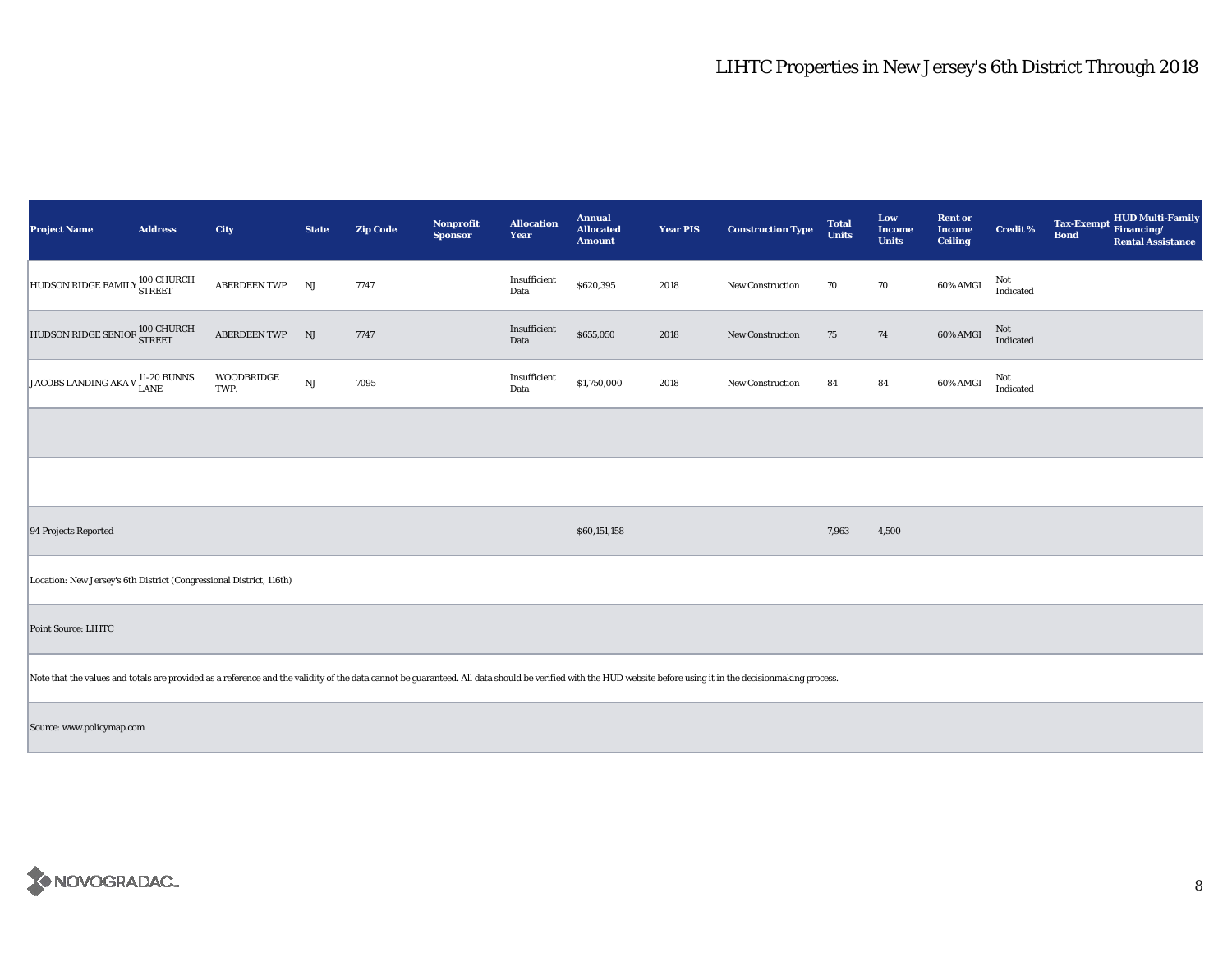| Project Name | Address | City | State | Zip Code | Nonprofit Sponsor | Allocation Year | Annual Allocated Amount | Year PIS | Construction Type | Total Units | Low Income Units | Rent or Income Ceiling | Credit % | Tax-Exempt Bond | HUD Multi-Family Financing/ Rental Assistance |
|---|---|---|---|---|---|---|---|---|---|---|---|---|---|---|---|
| HUDSON RIDGE FAMILY | 100 CHURCH STREET | ABERDEEN TWP | NJ | 7747 | | Insufficient Data | $620,395 | 2018 | New Construction | 70 | 70 | 60% AMGI | Not Indicated | | |
| HUDSON RIDGE SENIOR | 100 CHURCH STREET | ABERDEEN TWP | NJ | 7747 | | Insufficient Data | $655,050 | 2018 | New Construction | 75 | 74 | 60% AMGI | Not Indicated | | |
| JACOBS LANDING AKA W | 11-20 BUNNS LANE | WOODBRIDGE TWP. | NJ | 7095 | | Insufficient Data | $1,750,000 | 2018 | New Construction | 84 | 84 | 60% AMGI | Not Indicated | | |
| | | | | | | | | | | | | | | | |
| | | | | | | | | | | | | | | | |
| 94 Projects Reported | | | | | | | $60,151,158 | | | 7,963 | 4,500 | | | | |

Location: New Jersey's 6th District (Congressional District, 116th)

Point Source: LIHTC

Note that the values and totals are provided as a reference and the validity of the data cannot be guaranteed. All data should be verified with the HUD website before using it in the decisionmaking process.

Source: www.policymap.com